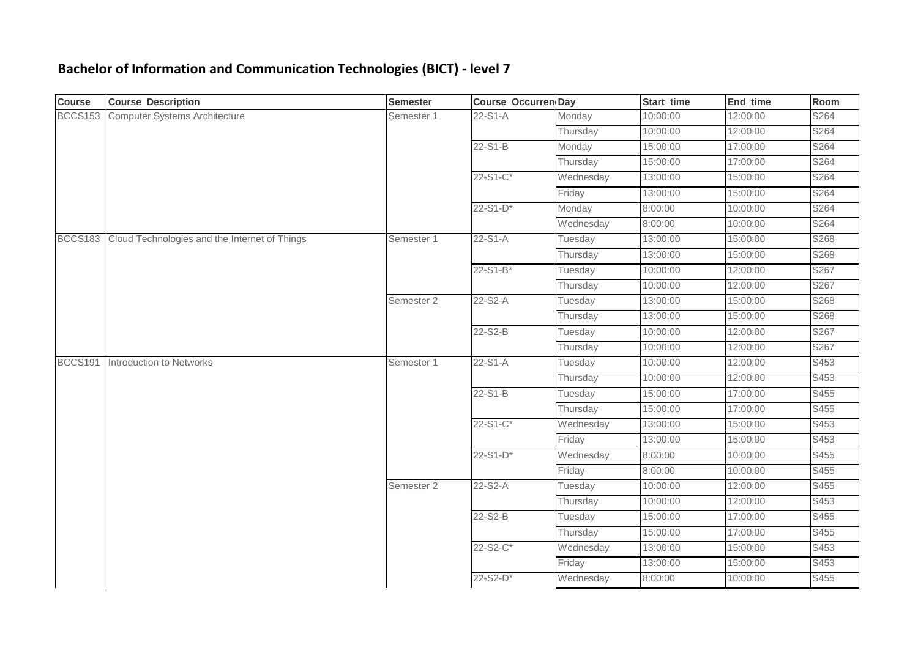# Bachelor of Information and Communication Technologies (BICT) - level 7

| Course | Course_Description | Semester | Course_Occurren | Day | Start_time | End_time | Room |
|---|---|---|---|---|---|---|---|
| BCCS153 | Computer Systems Architecture | Semester 1 | 22-S1-A | Monday | 10:00:00 | 12:00:00 | S264 |
| | | | | Thursday | 10:00:00 | 12:00:00 | S264 |
| | | | 22-S1-B | Monday | 15:00:00 | 17:00:00 | S264 |
| | | | | Thursday | 15:00:00 | 17:00:00 | S264 |
| | | | 22-S1-C* | Wednesday | 13:00:00 | 15:00:00 | S264 |
| | | | | Friday | 13:00:00 | 15:00:00 | S264 |
| | | | 22-S1-D* | Monday | 8:00:00 | 10:00:00 | S264 |
| | | | | Wednesday | 8:00:00 | 10:00:00 | S264 |
| BCCS183 | Cloud Technologies and the Internet of Things | Semester 1 | 22-S1-A | Tuesday | 13:00:00 | 15:00:00 | S268 |
| | | | | Thursday | 13:00:00 | 15:00:00 | S268 |
| | | | 22-S1-B* | Tuesday | 10:00:00 | 12:00:00 | S267 |
| | | | | Thursday | 10:00:00 | 12:00:00 | S267 |
| | | Semester 2 | 22-S2-A | Tuesday | 13:00:00 | 15:00:00 | S268 |
| | | | | Thursday | 13:00:00 | 15:00:00 | S268 |
| | | | 22-S2-B | Tuesday | 10:00:00 | 12:00:00 | S267 |
| | | | | Thursday | 10:00:00 | 12:00:00 | S267 |
| BCCS191 | Introduction to Networks | Semester 1 | 22-S1-A | Tuesday | 10:00:00 | 12:00:00 | S453 |
| | | | | Thursday | 10:00:00 | 12:00:00 | S453 |
| | | | 22-S1-B | Tuesday | 15:00:00 | 17:00:00 | S455 |
| | | | | Thursday | 15:00:00 | 17:00:00 | S455 |
| | | | 22-S1-C* | Wednesday | 13:00:00 | 15:00:00 | S453 |
| | | | | Friday | 13:00:00 | 15:00:00 | S453 |
| | | | 22-S1-D* | Wednesday | 8:00:00 | 10:00:00 | S455 |
| | | | | Friday | 8:00:00 | 10:00:00 | S455 |
| | | Semester 2 | 22-S2-A | Tuesday | 10:00:00 | 12:00:00 | S455 |
| | | | | Thursday | 10:00:00 | 12:00:00 | S453 |
| | | | 22-S2-B | Tuesday | 15:00:00 | 17:00:00 | S455 |
| | | | | Thursday | 15:00:00 | 17:00:00 | S455 |
| | | | 22-S2-C* | Wednesday | 13:00:00 | 15:00:00 | S453 |
| | | | | Friday | 13:00:00 | 15:00:00 | S453 |
| | | | 22-S2-D* | Wednesday | 8:00:00 | 10:00:00 | S455 |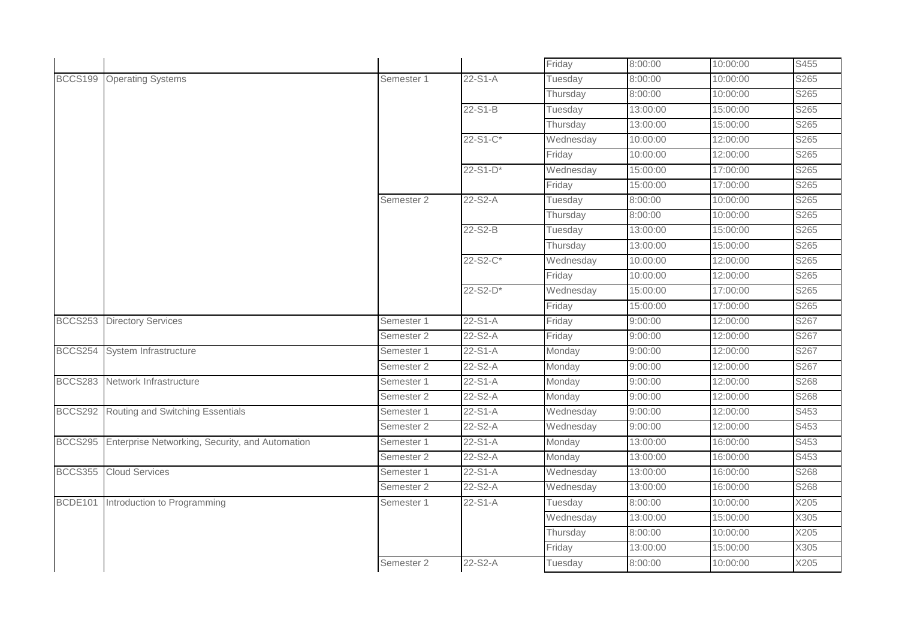| | | | | Friday | 8:00:00 | 10:00:00 | S455 |
|---|---|---|---|---|---|---|---|
| BCCS199 | Operating Systems | Semester 1 | 22-S1-A | Tuesday | 8:00:00 | 10:00:00 | S265 |
| | | | | Thursday | 8:00:00 | 10:00:00 | S265 |
| | | | 22-S1-B | Tuesday | 13:00:00 | 15:00:00 | S265 |
| | | | | Thursday | 13:00:00 | 15:00:00 | S265 |
| | | | 22-S1-C* | Wednesday | 10:00:00 | 12:00:00 | S265 |
| | | | | Friday | 10:00:00 | 12:00:00 | S265 |
| | | | 22-S1-D* | Wednesday | 15:00:00 | 17:00:00 | S265 |
| | | | | Friday | 15:00:00 | 17:00:00 | S265 |
| | | Semester 2 | 22-S2-A | Tuesday | 8:00:00 | 10:00:00 | S265 |
| | | | | Thursday | 8:00:00 | 10:00:00 | S265 |
| | | | 22-S2-B | Tuesday | 13:00:00 | 15:00:00 | S265 |
| | | | | Thursday | 13:00:00 | 15:00:00 | S265 |
| | | | 22-S2-C* | Wednesday | 10:00:00 | 12:00:00 | S265 |
| | | | | Friday | 10:00:00 | 12:00:00 | S265 |
| | | | 22-S2-D* | Wednesday | 15:00:00 | 17:00:00 | S265 |
| | | | | Friday | 15:00:00 | 17:00:00 | S265 |
| BCCS253 | Directory Services | Semester 1 | 22-S1-A | Friday | 9:00:00 | 12:00:00 | S267 |
| | | Semester 2 | 22-S2-A | Friday | 9:00:00 | 12:00:00 | S267 |
| BCCS254 | System Infrastructure | Semester 1 | 22-S1-A | Monday | 9:00:00 | 12:00:00 | S267 |
| | | Semester 2 | 22-S2-A | Monday | 9:00:00 | 12:00:00 | S267 |
| BCCS283 | Network Infrastructure | Semester 1 | 22-S1-A | Monday | 9:00:00 | 12:00:00 | S268 |
| | | Semester 2 | 22-S2-A | Monday | 9:00:00 | 12:00:00 | S268 |
| BCCS292 | Routing and Switching Essentials | Semester 1 | 22-S1-A | Wednesday | 9:00:00 | 12:00:00 | S453 |
| | | Semester 2 | 22-S2-A | Wednesday | 9:00:00 | 12:00:00 | S453 |
| BCCS295 | Enterprise Networking, Security, and Automation | Semester 1 | 22-S1-A | Monday | 13:00:00 | 16:00:00 | S453 |
| | | Semester 2 | 22-S2-A | Monday | 13:00:00 | 16:00:00 | S453 |
| BCCS355 | Cloud Services | Semester 1 | 22-S1-A | Wednesday | 13:00:00 | 16:00:00 | S268 |
| | | Semester 2 | 22-S2-A | Wednesday | 13:00:00 | 16:00:00 | S268 |
| BCDE101 | Introduction to Programming | Semester 1 | 22-S1-A | Tuesday | 8:00:00 | 10:00:00 | X205 |
| | | | | Wednesday | 13:00:00 | 15:00:00 | X305 |
| | | | | Thursday | 8:00:00 | 10:00:00 | X205 |
| | | | | Friday | 13:00:00 | 15:00:00 | X305 |
| | | Semester 2 | 22-S2-A | Tuesday | 8:00:00 | 10:00:00 | X205 |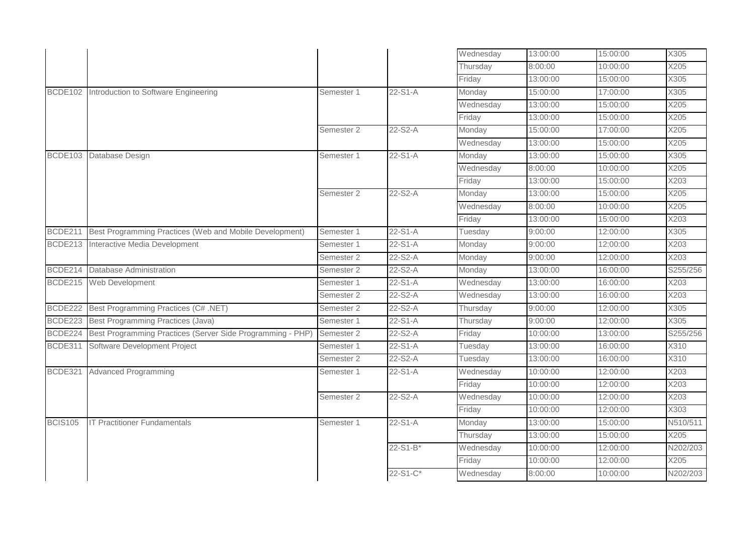| | | | | Wednesday | 13:00:00 | 15:00:00 | X305 |
|---|---|---|---|---|---|---|---|
| | | | | Thursday | 8:00:00 | 10:00:00 | X205 |
| | | | | Friday | 13:00:00 | 15:00:00 | X305 |
| BCDE102 | Introduction to Software Engineering | Semester 1 | 22-S1-A | Monday | 15:00:00 | 17:00:00 | X305 |
| | | | | Wednesday | 13:00:00 | 15:00:00 | X205 |
| | | | | Friday | 13:00:00 | 15:00:00 | X205 |
| | | Semester 2 | 22-S2-A | Monday | 15:00:00 | 17:00:00 | X205 |
| | | | | Wednesday | 13:00:00 | 15:00:00 | X205 |
| BCDE103 | Database Design | Semester 1 | 22-S1-A | Monday | 13:00:00 | 15:00:00 | X305 |
| | | | | Wednesday | 8:00:00 | 10:00:00 | X205 |
| | | | | Friday | 13:00:00 | 15:00:00 | X203 |
| | | Semester 2 | 22-S2-A | Monday | 13:00:00 | 15:00:00 | X205 |
| | | | | Wednesday | 8:00:00 | 10:00:00 | X205 |
| | | | | Friday | 13:00:00 | 15:00:00 | X203 |
| BCDE211 | Best Programming Practices (Web and Mobile Development) | Semester 1 | 22-S1-A | Tuesday | 9:00:00 | 12:00:00 | X305 |
| BCDE213 | Interactive Media Development | Semester 1 | 22-S1-A | Monday | 9:00:00 | 12:00:00 | X203 |
| | | Semester 2 | 22-S2-A | Monday | 9:00:00 | 12:00:00 | X203 |
| BCDE214 | Database Administration | Semester 2 | 22-S2-A | Monday | 13:00:00 | 16:00:00 | S255/256 |
| BCDE215 | Web Development | Semester 1 | 22-S1-A | Wednesday | 13:00:00 | 16:00:00 | X203 |
| | | Semester 2 | 22-S2-A | Wednesday | 13:00:00 | 16:00:00 | X203 |
| BCDE222 | Best Programming Practices (C# .NET) | Semester 2 | 22-S2-A | Thursday | 9:00:00 | 12:00:00 | X305 |
| BCDE223 | Best Programming Practices (Java) | Semester 1 | 22-S1-A | Thursday | 9:00:00 | 12:00:00 | X305 |
| BCDE224 | Best Programming Practices (Server Side Programming - PHP) | Semester 2 | 22-S2-A | Friday | 10:00:00 | 13:00:00 | S255/256 |
| BCDE311 | Software Development Project | Semester 1 | 22-S1-A | Tuesday | 13:00:00 | 16:00:00 | X310 |
| | | Semester 2 | 22-S2-A | Tuesday | 13:00:00 | 16:00:00 | X310 |
| BCDE321 | Advanced Programming | Semester 1 | 22-S1-A | Wednesday | 10:00:00 | 12:00:00 | X203 |
| | | | | Friday | 10:00:00 | 12:00:00 | X203 |
| | | Semester 2 | 22-S2-A | Wednesday | 10:00:00 | 12:00:00 | X203 |
| | | | | Friday | 10:00:00 | 12:00:00 | X303 |
| BCIS105 | IT Practitioner Fundamentals | Semester 1 | 22-S1-A | Monday | 13:00:00 | 15:00:00 | N510/511 |
| | | | | Thursday | 13:00:00 | 15:00:00 | X205 |
| | | | 22-S1-B* | Wednesday | 10:00:00 | 12:00:00 | N202/203 |
| | | | | Friday | 10:00:00 | 12:00:00 | X205 |
| | | | 22-S1-C* | Wednesday | 8:00:00 | 10:00:00 | N202/203 |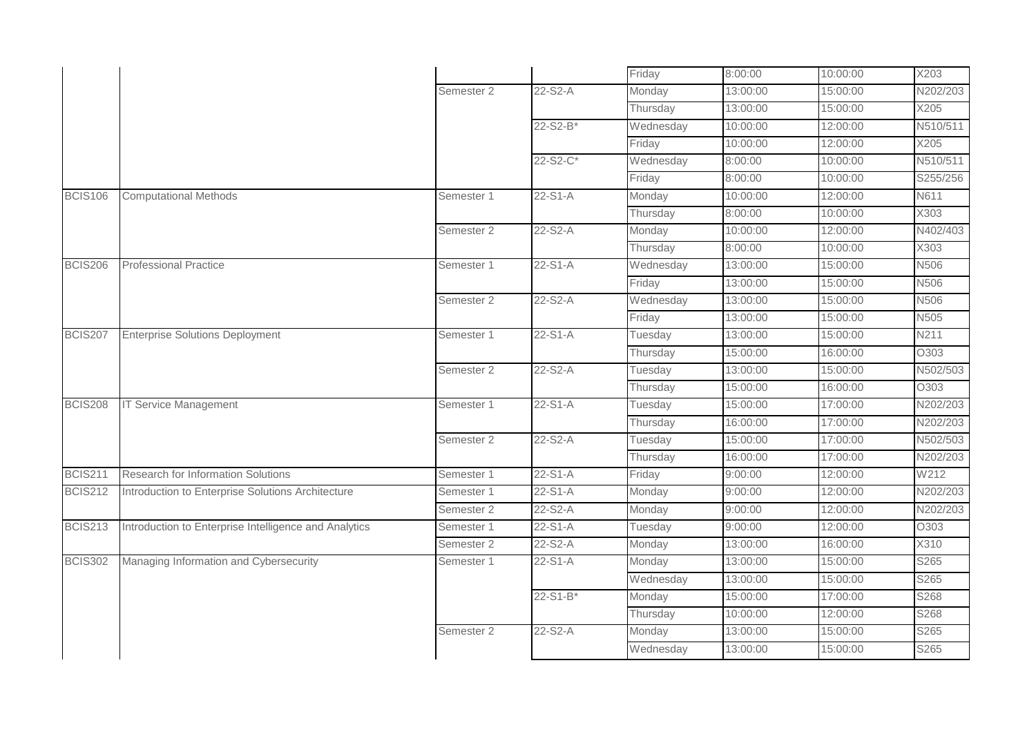| | | | | Friday | 8:00:00 | 10:00:00 | X203 |
|---|---|---|---|---|---|---|---|
| | | Semester 2 | 22-S2-A | Monday | 13:00:00 | 15:00:00 | N202/203 |
| | | | | Thursday | 13:00:00 | 15:00:00 | X205 |
| | | | 22-S2-B* | Wednesday | 10:00:00 | 12:00:00 | N510/511 |
| | | | | Friday | 10:00:00 | 12:00:00 | X205 |
| | | | 22-S2-C* | Wednesday | 8:00:00 | 10:00:00 | N510/511 |
| | | | | Friday | 8:00:00 | 10:00:00 | S255/256 |
| BCIS106 | Computational Methods | Semester 1 | 22-S1-A | Monday | 10:00:00 | 12:00:00 | N611 |
| | | | | Thursday | 8:00:00 | 10:00:00 | X303 |
| | | Semester 2 | 22-S2-A | Monday | 10:00:00 | 12:00:00 | N402/403 |
| | | | | Thursday | 8:00:00 | 10:00:00 | X303 |
| BCIS206 | Professional Practice | Semester 1 | 22-S1-A | Wednesday | 13:00:00 | 15:00:00 | N506 |
| | | | | Friday | 13:00:00 | 15:00:00 | N506 |
| | | Semester 2 | 22-S2-A | Wednesday | 13:00:00 | 15:00:00 | N506 |
| | | | | Friday | 13:00:00 | 15:00:00 | N505 |
| BCIS207 | Enterprise Solutions Deployment | Semester 1 | 22-S1-A | Tuesday | 13:00:00 | 15:00:00 | N211 |
| | | | | Thursday | 15:00:00 | 16:00:00 | O303 |
| | | Semester 2 | 22-S2-A | Tuesday | 13:00:00 | 15:00:00 | N502/503 |
| | | | | Thursday | 15:00:00 | 16:00:00 | O303 |
| BCIS208 | IT Service Management | Semester 1 | 22-S1-A | Tuesday | 15:00:00 | 17:00:00 | N202/203 |
| | | | | Thursday | 16:00:00 | 17:00:00 | N202/203 |
| | | Semester 2 | 22-S2-A | Tuesday | 15:00:00 | 17:00:00 | N502/503 |
| | | | | Thursday | 16:00:00 | 17:00:00 | N202/203 |
| BCIS211 | Research for Information Solutions | Semester 1 | 22-S1-A | Friday | 9:00:00 | 12:00:00 | W212 |
| BCIS212 | Introduction to Enterprise Solutions Architecture | Semester 1 | 22-S1-A | Monday | 9:00:00 | 12:00:00 | N202/203 |
| | | Semester 2 | 22-S2-A | Monday | 9:00:00 | 12:00:00 | N202/203 |
| BCIS213 | Introduction to Enterprise Intelligence and Analytics | Semester 1 | 22-S1-A | Tuesday | 9:00:00 | 12:00:00 | O303 |
| | | Semester 2 | 22-S2-A | Monday | 13:00:00 | 16:00:00 | X310 |
| BCIS302 | Managing Information and Cybersecurity | Semester 1 | 22-S1-A | Monday | 13:00:00 | 15:00:00 | S265 |
| | | | | Wednesday | 13:00:00 | 15:00:00 | S265 |
| | | | 22-S1-B* | Monday | 15:00:00 | 17:00:00 | S268 |
| | | | | Thursday | 10:00:00 | 12:00:00 | S268 |
| | | Semester 2 | 22-S2-A | Monday | 13:00:00 | 15:00:00 | S265 |
| | | | | Wednesday | 13:00:00 | 15:00:00 | S265 |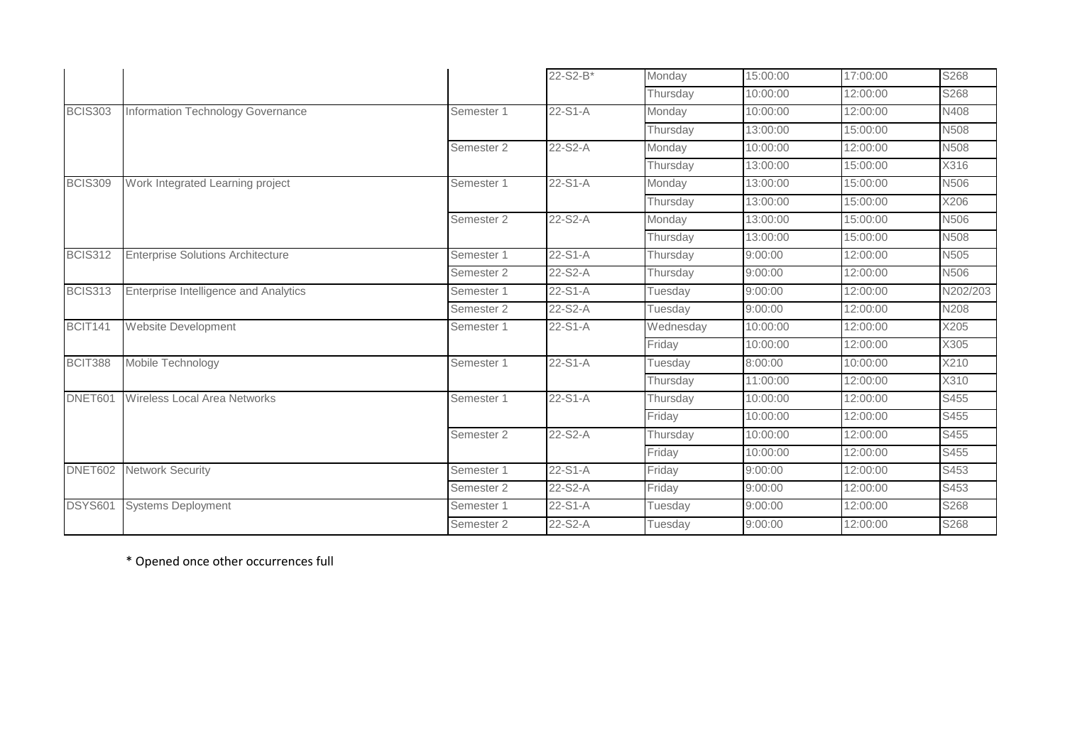| | | | | | | | |
|---|---|---|---|---|---|---|---|
| | | | 22-S2-B* | Monday | 15:00:00 | 17:00:00 | S268 |
| | | | | Thursday | 10:00:00 | 12:00:00 | S268 |
| BCIS303 | Information Technology Governance | Semester 1 | 22-S1-A | Monday | 10:00:00 | 12:00:00 | N408 |
| | | | | Thursday | 13:00:00 | 15:00:00 | N508 |
| | | Semester 2 | 22-S2-A | Monday | 10:00:00 | 12:00:00 | N508 |
| | | | | Thursday | 13:00:00 | 15:00:00 | X316 |
| BCIS309 | Work Integrated Learning project | Semester 1 | 22-S1-A | Monday | 13:00:00 | 15:00:00 | N506 |
| | | | | Thursday | 13:00:00 | 15:00:00 | X206 |
| | | Semester 2 | 22-S2-A | Monday | 13:00:00 | 15:00:00 | N506 |
| | | | | Thursday | 13:00:00 | 15:00:00 | N508 |
| BCIS312 | Enterprise Solutions Architecture | Semester 1 | 22-S1-A | Thursday | 9:00:00 | 12:00:00 | N505 |
| | | Semester 2 | 22-S2-A | Thursday | 9:00:00 | 12:00:00 | N506 |
| BCIS313 | Enterprise Intelligence and Analytics | Semester 1 | 22-S1-A | Tuesday | 9:00:00 | 12:00:00 | N202/203 |
| | | Semester 2 | 22-S2-A | Tuesday | 9:00:00 | 12:00:00 | N208 |
| BCIT141 | Website Development | Semester 1 | 22-S1-A | Wednesday | 10:00:00 | 12:00:00 | X205 |
| | | | | Friday | 10:00:00 | 12:00:00 | X305 |
| BCIT388 | Mobile Technology | Semester 1 | 22-S1-A | Tuesday | 8:00:00 | 10:00:00 | X210 |
| | | | | Thursday | 11:00:00 | 12:00:00 | X310 |
| DNET601 | Wireless Local Area Networks | Semester 1 | 22-S1-A | Thursday | 10:00:00 | 12:00:00 | S455 |
| | | | | Friday | 10:00:00 | 12:00:00 | S455 |
| | | Semester 2 | 22-S2-A | Thursday | 10:00:00 | 12:00:00 | S455 |
| | | | | Friday | 10:00:00 | 12:00:00 | S455 |
| DNET602 | Network Security | Semester 1 | 22-S1-A | Friday | 9:00:00 | 12:00:00 | S453 |
| | | Semester 2 | 22-S2-A | Friday | 9:00:00 | 12:00:00 | S453 |
| DSYS601 | Systems Deployment | Semester 1 | 22-S1-A | Tuesday | 9:00:00 | 12:00:00 | S268 |
| | | Semester 2 | 22-S2-A | Tuesday | 9:00:00 | 12:00:00 | S268 |

* Opened once other occurrences full